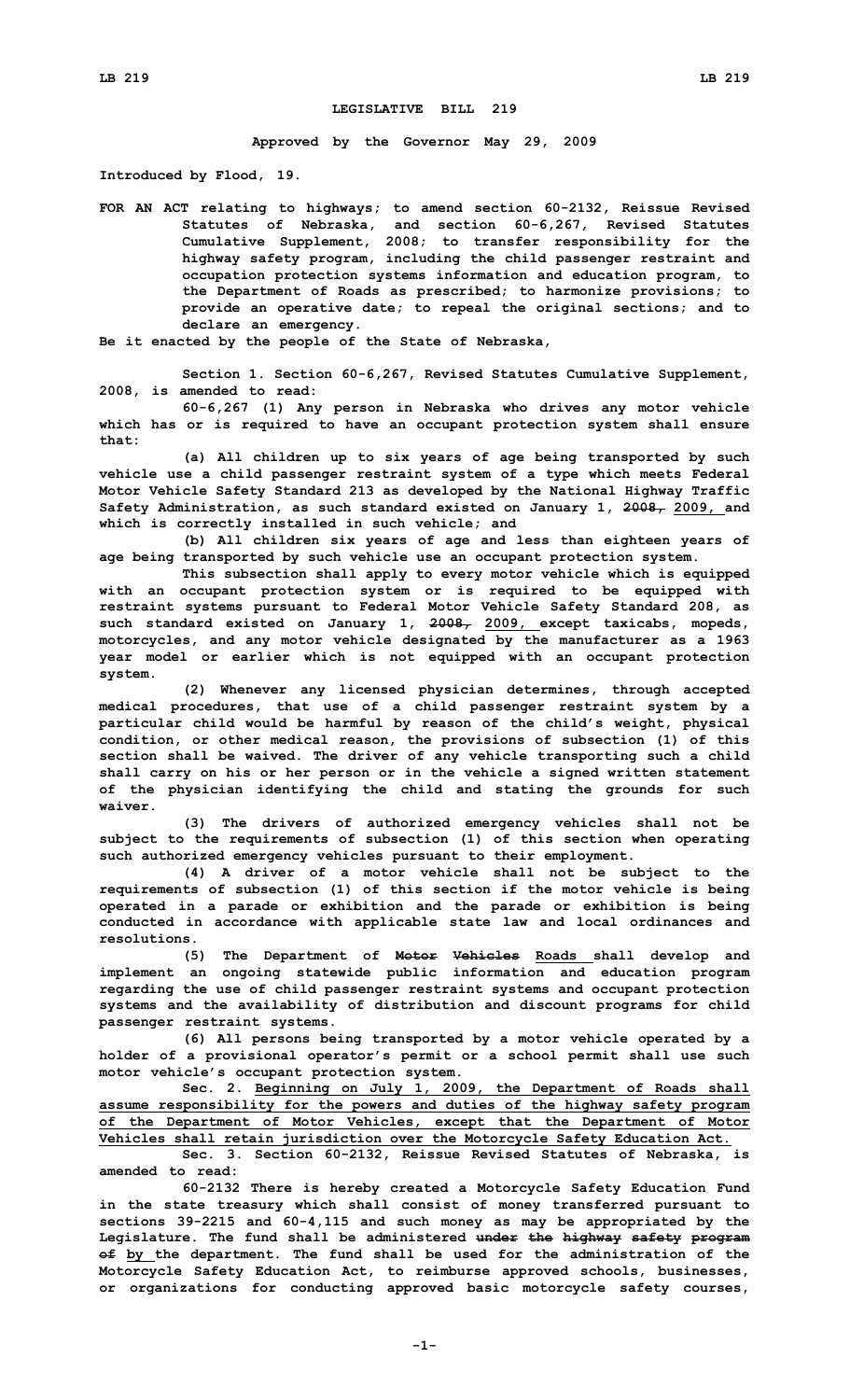# LEGISLATIVE BILL 219

**Approved by the Governor May 29, 2009**

**Introduced by Flood, 19.**

**FOR AN ACT relating to highways; to amend section 60-2132, Reissue Revised Statutes of Nebraska, and section 60-6,267, Revised Statutes Cumulative Supplement, 2008; to transfer responsibility for the highway safety program, including the child passenger restraint and occupation protection systems information and education program, to the Department of Roads as prescribed; to harmonize provisions; to provide an operative date; to repeal the original sections; and to declare an emergency.**

**Be it enacted by the people of the State of Nebraska,**

**Section 1. Section 60-6,267, Revised Statutes Cumulative Supplement, 2008, is amended to read:**

**60-6,267 (1) Any person in Nebraska who drives any motor vehicle which has or is required to have an occupant protection system shall ensure that:**

**(a) All children up to six years of age being transported by such vehicle use a child passenger restraint system of a type which meets Federal Motor Vehicle Safety Standard 213 as developed by the National Highway Traffic Safety Administration, as such standard existed on January 1, ~~2008,~~ 2009, and which is correctly installed in such vehicle; and**

**(b) All children six years of age and less than eighteen years of age being transported by such vehicle use an occupant protection system.**

**This subsection shall apply to every motor vehicle which is equipped with an occupant protection system or is required to be equipped with restraint systems pursuant to Federal Motor Vehicle Safety Standard 208, as such standard existed on January 1, ~~2008,~~ 2009, except taxicabs, mopeds, motorcycles, and any motor vehicle designated by the manufacturer as a 1963 year model or earlier which is not equipped with an occupant protection system.**

**(2) Whenever any licensed physician determines, through accepted medical procedures, that use of a child passenger restraint system by a particular child would be harmful by reason of the child's weight, physical condition, or other medical reason, the provisions of subsection (1) of this section shall be waived. The driver of any vehicle transporting such a child shall carry on his or her person or in the vehicle a signed written statement of the physician identifying the child and stating the grounds for such waiver.**

**(3) The drivers of authorized emergency vehicles shall not be subject to the requirements of subsection (1) of this section when operating such authorized emergency vehicles pursuant to their employment.**

**(4) A driver of a motor vehicle shall not be subject to the requirements of subsection (1) of this section if the motor vehicle is being operated in a parade or exhibition and the parade or exhibition is being conducted in accordance with applicable state law and local ordinances and resolutions.**

**(5) The Department of ~~Motor Vehicles~~ Roads shall develop and implement an ongoing statewide public information and education program regarding the use of child passenger restraint systems and occupant protection systems and the availability of distribution and discount programs for child passenger restraint systems.**

**(6) All persons being transported by a motor vehicle operated by a holder of a provisional operator's permit or a school permit shall use such motor vehicle's occupant protection system.**

**Sec. 2. Beginning on July 1, 2009, the Department of Roads shall assume responsibility for the powers and duties of the highway safety program of the Department of Motor Vehicles, except that the Department of Motor Vehicles shall retain jurisdiction over the Motorcycle Safety Education Act.**

**Sec. 3. Section 60-2132, Reissue Revised Statutes of Nebraska, is amended to read:**

**60-2132 There is hereby created a Motorcycle Safety Education Fund in the state treasury which shall consist of money transferred pursuant to sections 39-2215 and 60-4,115 and such money as may be appropriated by the Legislature. The fund shall be administered ~~under the highway safety program of~~ by the department. The fund shall be used for the administration of the Motorcycle Safety Education Act, to reimburse approved schools, businesses, or organizations for conducting approved basic motorcycle safety courses,**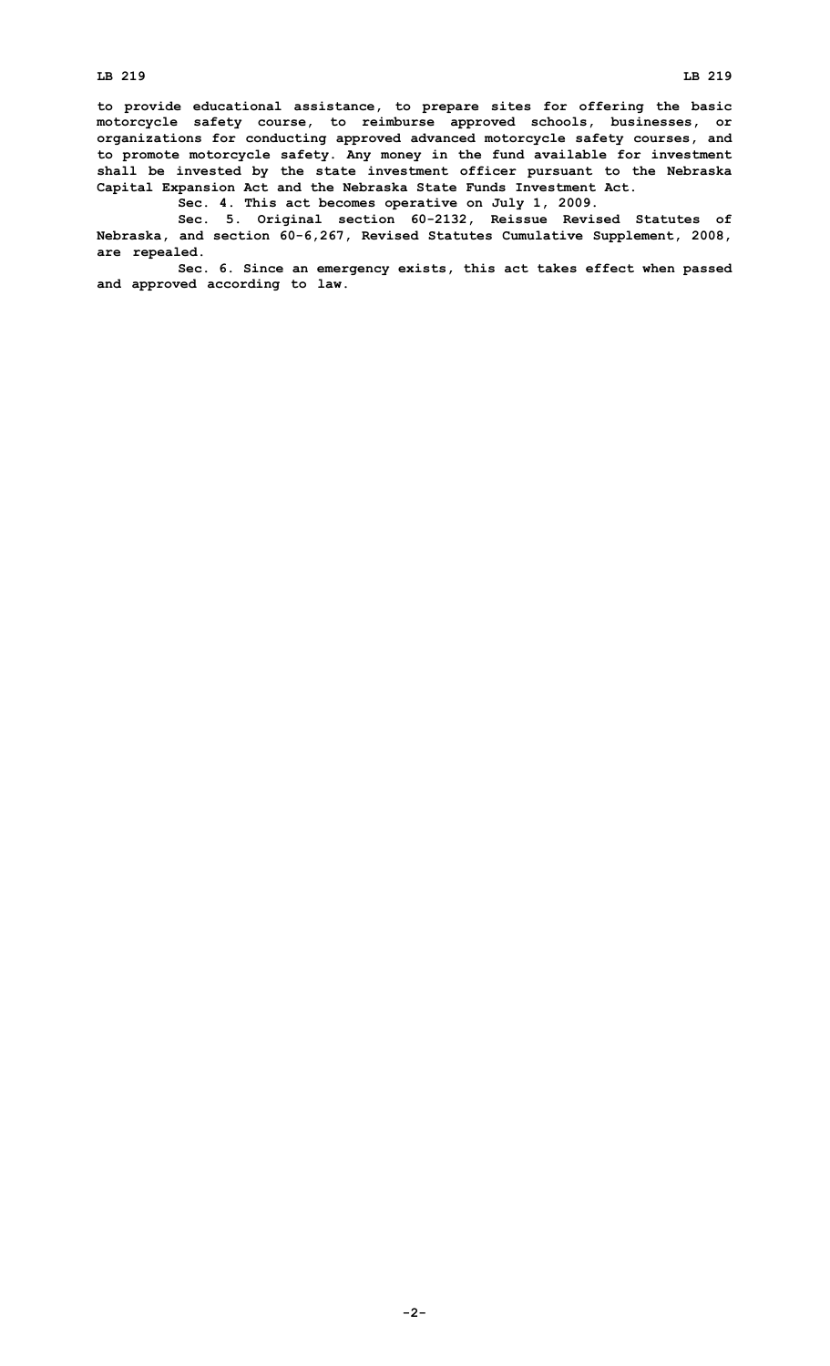**to provide educational assistance, to prepare sites for offering the basic motorcycle safety course, to reimburse approved schools, businesses, or organizations for conducting approved advanced motorcycle safety courses, and to promote motorcycle safety. Any money in the fund available for investment shall be invested by the state investment officer pursuant to the Nebraska Capital Expansion Act and the Nebraska State Funds Investment Act.**

**Sec. 4. This act becomes operative on July 1, 2009.**

**Sec. 5. Original section 60-2132, Reissue Revised Statutes of Nebraska, and section 60-6,267, Revised Statutes Cumulative Supplement, 2008, are repealed.**

**Sec. 6. Since an emergency exists, this act takes effect when passed and approved according to law.**